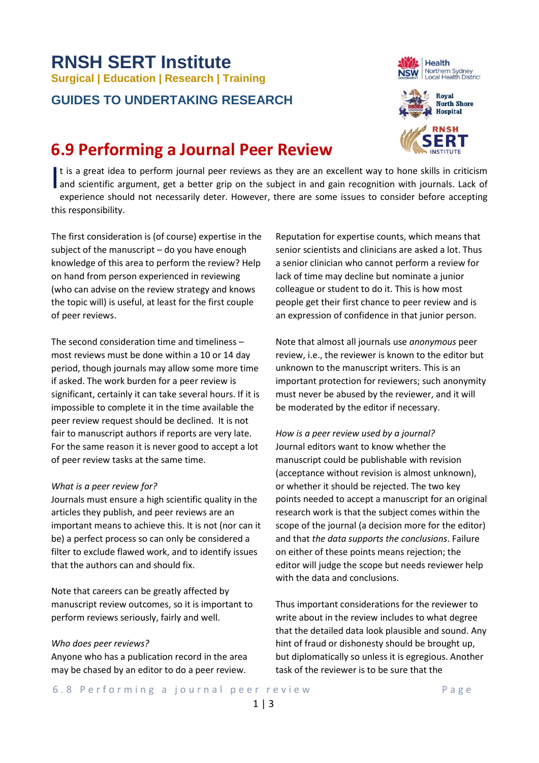# RNSH SERT Institute

**Surgical | Education | Research | Training**

## GUIDES TO UNDERTAKING RESEARCH

# 6.9 Performing a Journal Peer Review

It is a great idea to perform journal peer reviews as they are an excellent way to hone skills in criticism and scientific argument, get a better grip on the subject in and gain recognition with journals. Lack of experience should not necessarily deter. However, there are some issues to consider before accepting this responsibility.

The first consideration is (of course) expertise in the subject of the manuscript – do you have enough knowledge of this area to perform the review? Help on hand from person experienced in reviewing (who can advise on the review strategy and knows the topic will) is useful, at least for the first couple of peer reviews.

The second consideration time and timeliness – most reviews must be done within a 10 or 14 day period, though journals may allow some more time if asked. The work burden for a peer review is significant, certainly it can take several hours. If it is impossible to complete it in the time available the peer review request should be declined. It is not fair to manuscript authors if reports are very late. For the same reason it is never good to accept a lot of peer review tasks at the same time.

*What is a peer review for?*

Journals must ensure a high scientific quality in the articles they publish, and peer reviews are an important means to achieve this. It is not (nor can it be) a perfect process so can only be considered a filter to exclude flawed work, and to identify issues that the authors can and should fix.

Note that careers can be greatly affected by manuscript review outcomes, so it is important to perform reviews seriously, fairly and well.

*Who does peer reviews?*

Anyone who has a publication record in the area may be chased by an editor to do a peer review. Reputation for expertise counts, which means that senior scientists and clinicians are asked a lot. Thus a senior clinician who cannot perform a review for lack of time may decline but nominate a junior colleague or student to do it. This is how most people get their first chance to peer review and is an expression of confidence in that junior person.

Note that almost all journals use *anonymous* peer review, i.e., the reviewer is known to the editor but unknown to the manuscript writers. This is an important protection for reviewers; such anonymity must never be abused by the reviewer, and it will be moderated by the editor if necessary.

*How is a peer review used by a journal?*

Journal editors want to know whether the manuscript could be publishable with revision (acceptance without revision is almost unknown), or whether it should be rejected. The two key points needed to accept a manuscript for an original research work is that the subject comes within the scope of the journal (a decision more for the editor) and that *the data supports the conclusions*. Failure on either of these points means rejection; the editor will judge the scope but needs reviewer help with the data and conclusions.

Thus important considerations for the reviewer to write about in the review includes to what degree that the detailed data look plausible and sound. Any hint of fraud or dishonesty should be brought up, but diplomatically so unless it is egregious. Another task of the reviewer is to be sure that the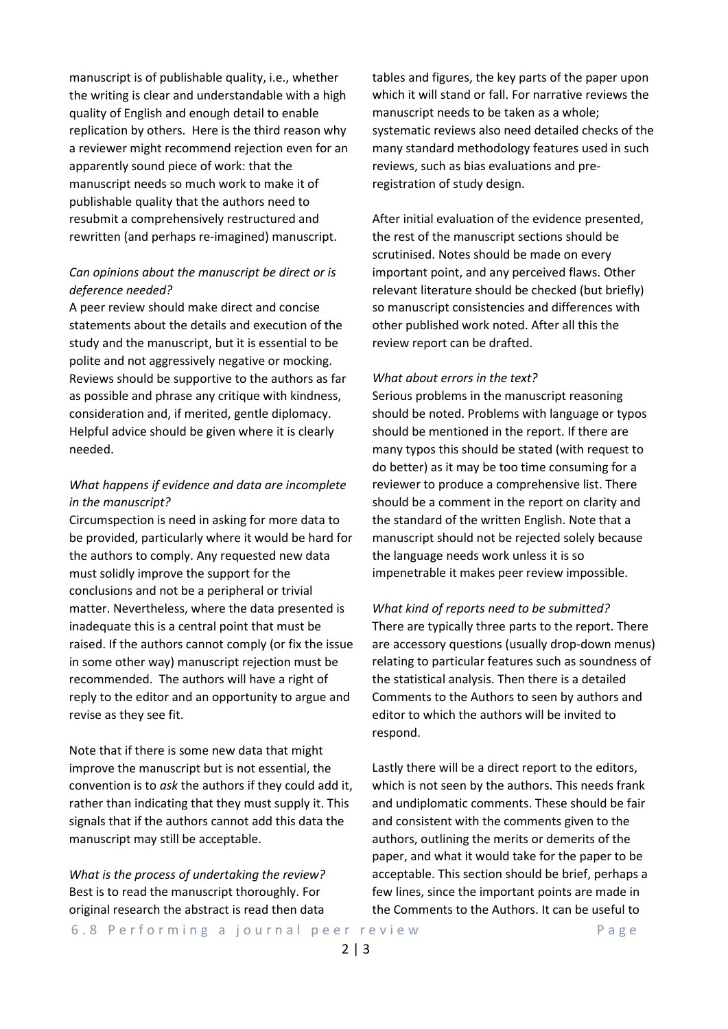manuscript is of publishable quality, i.e., whether the writing is clear and understandable with a high quality of English and enough detail to enable replication by others. Here is the third reason why a reviewer might recommend rejection even for an apparently sound piece of work: that the manuscript needs so much work to make it of publishable quality that the authors need to resubmit a comprehensively restructured and rewritten (and perhaps re-imagined) manuscript.

*Can opinions about the manuscript be direct or is deference needed?*

A peer review should make direct and concise statements about the details and execution of the study and the manuscript, but it is essential to be polite and not aggressively negative or mocking. Reviews should be supportive to the authors as far as possible and phrase any critique with kindness, consideration and, if merited, gentle diplomacy. Helpful advice should be given where it is clearly needed.

*What happens if evidence and data are incomplete in the manuscript?*

Circumspection is need in asking for more data to be provided, particularly where it would be hard for the authors to comply. Any requested new data must solidly improve the support for the conclusions and not be a peripheral or trivial matter. Nevertheless, where the data presented is inadequate this is a central point that must be raised. If the authors cannot comply (or fix the issue in some other way) manuscript rejection must be recommended. The authors will have a right of reply to the editor and an opportunity to argue and revise as they see fit.

Note that if there is some new data that might improve the manuscript but is not essential, the convention is to *ask* the authors if they could add it, rather than indicating that they must supply it. This signals that if the authors cannot add this data the manuscript may still be acceptable.

*What is the process of undertaking the review?*

Best is to read the manuscript thoroughly. For original research the abstract is read then data tables and figures, the key parts of the paper upon which it will stand or fall. For narrative reviews the manuscript needs to be taken as a whole; systematic reviews also need detailed checks of the many standard methodology features used in such reviews, such as bias evaluations and pre-registration of study design.

After initial evaluation of the evidence presented, the rest of the manuscript sections should be scrutinised. Notes should be made on every important point, and any perceived flaws. Other relevant literature should be checked (but briefly) so manuscript consistencies and differences with other published work noted. After all this the review report can be drafted.

*What about errors in the text?*

Serious problems in the manuscript reasoning should be noted. Problems with language or typos should be mentioned in the report. If there are many typos this should be stated (with request to do better) as it may be too time consuming for a reviewer to produce a comprehensive list. There should be a comment in the report on clarity and the standard of the written English. Note that a manuscript should not be rejected solely because the language needs work unless it is so impenetrable it makes peer review impossible.

*What kind of reports need to be submitted?*

There are typically three parts to the report. There are accessory questions (usually drop-down menus) relating to particular features such as soundness of the statistical analysis. Then there is a detailed Comments to the Authors to seen by authors and editor to which the authors will be invited to respond.

Lastly there will be a direct report to the editors, which is not seen by the authors. This needs frank and undiplomatic comments. These should be fair and consistent with the comments given to the authors, outlining the merits or demerits of the paper, and what it would take for the paper to be acceptable. This section should be brief, perhaps a few lines, since the important points are made in the Comments to the Authors. It can be useful to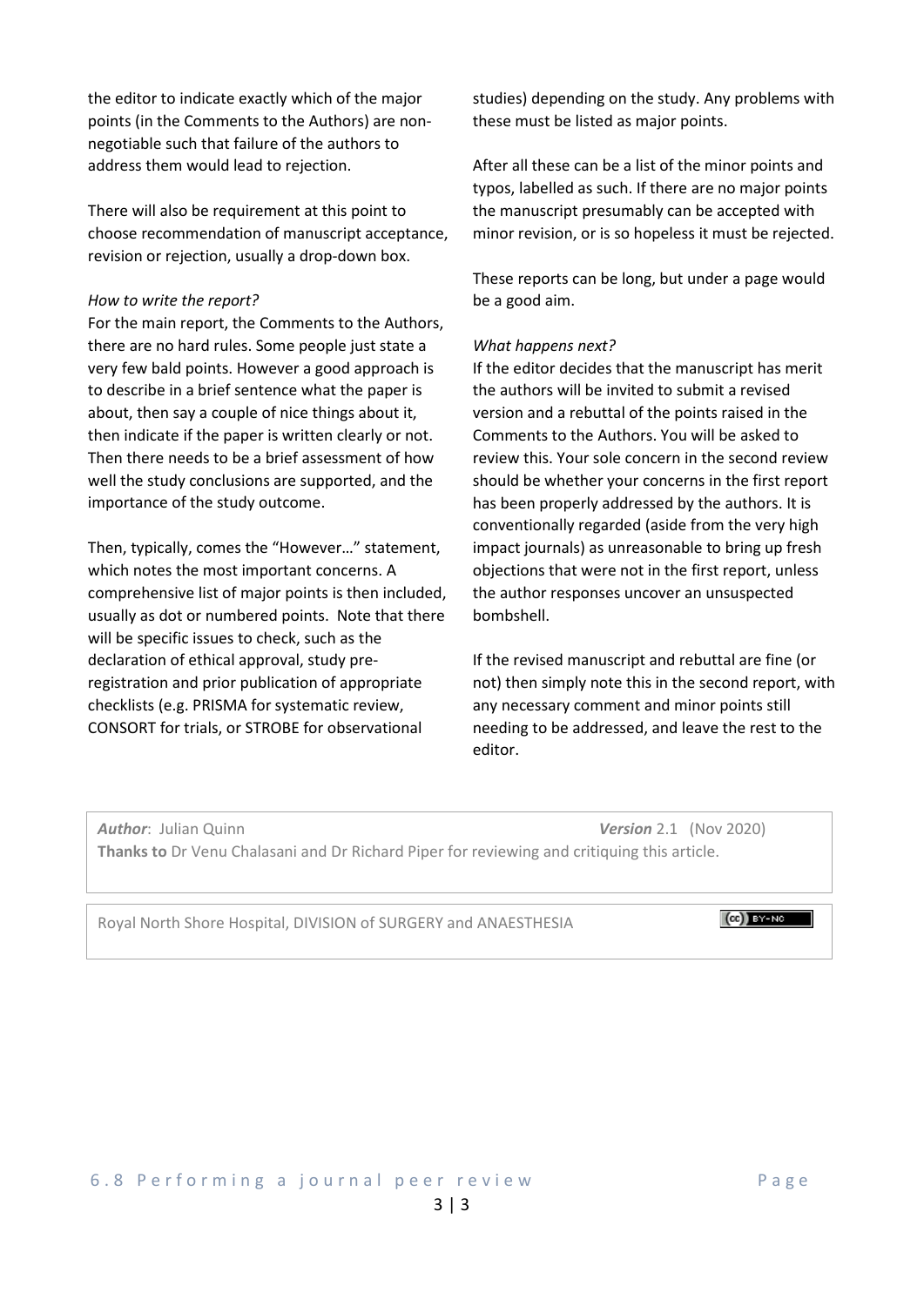the editor to indicate exactly which of the major points (in the Comments to the Authors) are non-negotiable such that failure of the authors to address them would lead to rejection.

There will also be requirement at this point to choose recommendation of manuscript acceptance, revision or rejection, usually a drop-down box.

*How to write the report?*

For the main report, the Comments to the Authors, there are no hard rules. Some people just state a very few bald points. However a good approach is to describe in a brief sentence what the paper is about, then say a couple of nice things about it, then indicate if the paper is written clearly or not. Then there needs to be a brief assessment of how well the study conclusions are supported, and the importance of the study outcome.

Then, typically, comes the "However…" statement, which notes the most important concerns. A comprehensive list of major points is then included, usually as dot or numbered points. Note that there will be specific issues to check, such as the declaration of ethical approval, study pre-registration and prior publication of appropriate checklists (e.g. PRISMA for systematic review, CONSORT for trials, or STROBE for observational studies) depending on the study. Any problems with these must be listed as major points.

After all these can be a list of the minor points and typos, labelled as such. If there are no major points the manuscript presumably can be accepted with minor revision, or is so hopeless it must be rejected.

These reports can be long, but under a page would be a good aim.

*What happens next?*

If the editor decides that the manuscript has merit the authors will be invited to submit a revised version and a rebuttal of the points raised in the Comments to the Authors. You will be asked to review this. Your sole concern in the second review should be whether your concerns in the first report has been properly addressed by the authors. It is conventionally regarded (aside from the very high impact journals) as unreasonable to bring up fresh objections that were not in the first report, unless the author responses uncover an unsuspected bombshell.

If the revised manuscript and rebuttal are fine (or not) then simply note this in the second report, with any necessary comment and minor points still needing to be addressed, and leave the rest to the editor.

***Author***: Julian Quinn ***Version*** 2.1 (Nov 2020)

**Thanks to** Dr Venu Chalasani and Dr Richard Piper for reviewing and critiquing this article.

Royal North Shore Hospital, DIVISION of SURGERY and ANAESTHESIA

(cc) BY-NC